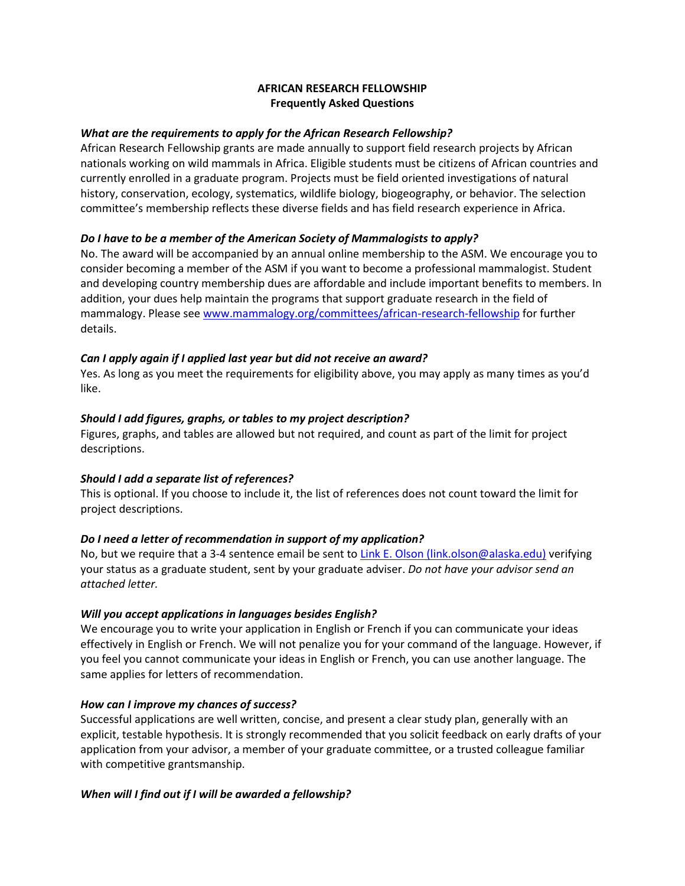**AFRICAN RESEARCH FELLOWSHIP**
**Frequently Asked Questions**

***What are the requirements to apply for the African Research Fellowship?***

African Research Fellowship grants are made annually to support field research projects by African nationals working on wild mammals in Africa. Eligible students must be citizens of African countries and currently enrolled in a graduate program. Projects must be field oriented investigations of natural history, conservation, ecology, systematics, wildlife biology, biogeography, or behavior. The selection committee's membership reflects these diverse fields and has field research experience in Africa.

***Do I have to be a member of the American Society of Mammalogists to apply?***

No. The award will be accompanied by an annual online membership to the ASM. We encourage you to consider becoming a member of the ASM if you want to become a professional mammalogist. Student and developing country membership dues are affordable and include important benefits to members. In addition, your dues help maintain the programs that support graduate research in the field of mammalogy. Please see [www.mammalogy.org/committees/african-research-fellowship](http://www.mammalogy.org/committees/african-research-fellowship) for further details.

***Can I apply again if I applied last year but did not receive an award?***

Yes. As long as you meet the requirements for eligibility above, you may apply as many times as you'd like.

***Should I add figures, graphs, or tables to my project description?***

Figures, graphs, and tables are allowed but not required, and count as part of the limit for project descriptions.

***Should I add a separate list of references?***

This is optional. If you choose to include it, the list of references does not count toward the limit for project descriptions.

***Do I need a letter of recommendation in support of my application?***

No, but we require that a 3-4 sentence email be sent to [Link E. Olson (link.olson@alaska.edu)](mailto:link.olson@alaska.edu) verifying your status as a graduate student, sent by your graduate adviser. *Do not have your advisor send an attached letter.*

***Will you accept applications in languages besides English?***

We encourage you to write your application in English or French if you can communicate your ideas effectively in English or French. We will not penalize you for your command of the language. However, if you feel you cannot communicate your ideas in English or French, you can use another language. The same applies for letters of recommendation.

***How can I improve my chances of success?***

Successful applications are well written, concise, and present a clear study plan, generally with an explicit, testable hypothesis. It is strongly recommended that you solicit feedback on early drafts of your application from your advisor, a member of your graduate committee, or a trusted colleague familiar with competitive grantsmanship.

***When will I find out if I will be awarded a fellowship?***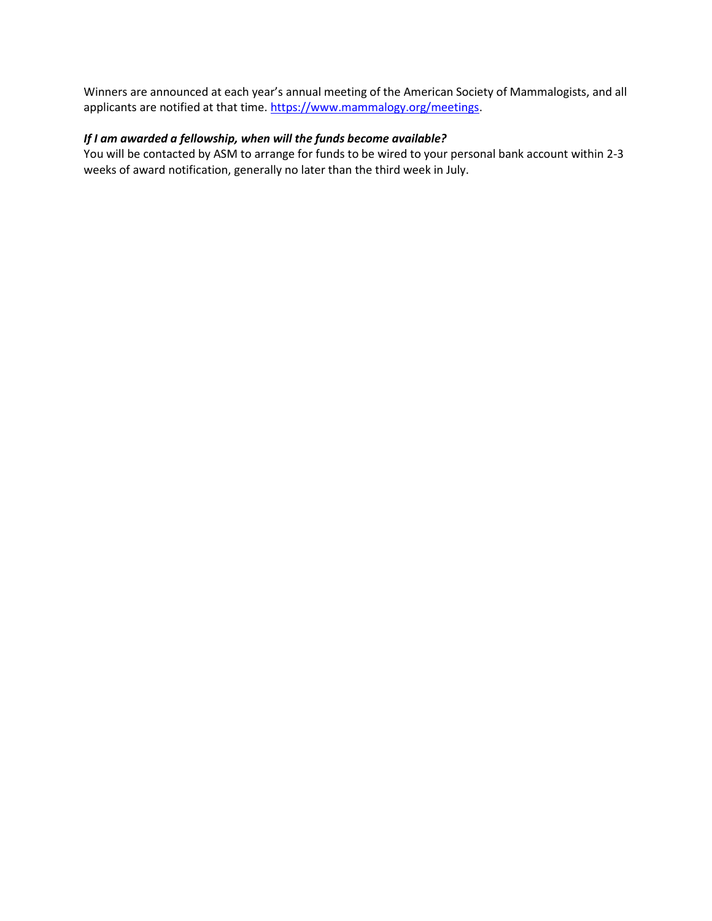Winners are announced at each year's annual meeting of the American Society of Mammalogists, and all applicants are notified at that time. [https://www.mammalogy.org/meetings](https://www.mammalogy.org/meetings).

***If I am awarded a fellowship, when will the funds become available?***

You will be contacted by ASM to arrange for funds to be wired to your personal bank account within 2-3 weeks of award notification, generally no later than the third week in July.